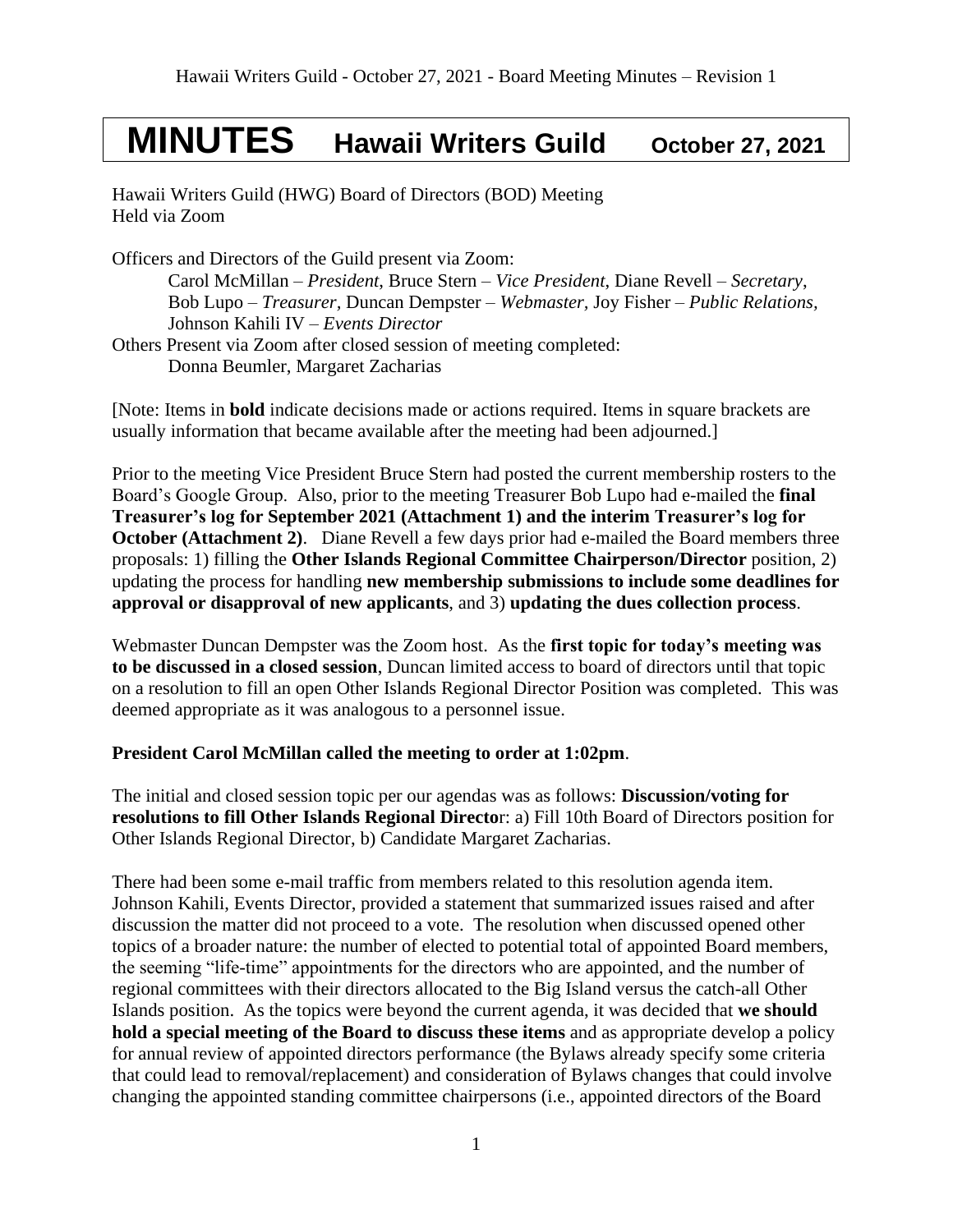# MINUTES Hawaii Writers Guild October 27, 2021

Hawaii Writers Guild (HWG) Board of Directors (BOD) Meeting
Held via Zoom

Officers and Directors of the Guild present via Zoom:

Carol McMillan – *President*, Bruce Stern – *Vice President*, Diane Revell – *Secretary*, Bob Lupo – *Treasurer,* Duncan Dempster – *Webmaster,* Joy Fisher – *Public Relations,* Johnson Kahili IV – *Events Director*

Others Present via Zoom after closed session of meeting completed:

Donna Beumler, Margaret Zacharias

[Note: Items in **bold** indicate decisions made or actions required. Items in square brackets are usually information that became available after the meeting had been adjourned.]

Prior to the meeting Vice President Bruce Stern had posted the current membership rosters to the Board's Google Group. Also, prior to the meeting Treasurer Bob Lupo had e-mailed the **final Treasurer's log for September 2021 (Attachment 1) and the interim Treasurer's log for October (Attachment 2)**. Diane Revell a few days prior had e-mailed the Board members three proposals: 1) filling the **Other Islands Regional Committee Chairperson/Director** position, 2) updating the process for handling **new membership submissions to include some deadlines for approval or disapproval of new applicants**, and 3) **updating the dues collection process**.

Webmaster Duncan Dempster was the Zoom host. As the **first topic for today's meeting was to be discussed in a closed session**, Duncan limited access to board of directors until that topic on a resolution to fill an open Other Islands Regional Director Position was completed. This was deemed appropriate as it was analogous to a personnel issue.

**President Carol McMillan called the meeting to order at 1:02pm**.

The initial and closed session topic per our agendas was as follows: **Discussion/voting for resolutions to fill Other Islands Regional Directo**r: a) Fill 10th Board of Directors position for Other Islands Regional Director, b) Candidate Margaret Zacharias.

There had been some e-mail traffic from members related to this resolution agenda item. Johnson Kahili, Events Director, provided a statement that summarized issues raised and after discussion the matter did not proceed to a vote. The resolution when discussed opened other topics of a broader nature: the number of elected to potential total of appointed Board members, the seeming "life-time" appointments for the directors who are appointed, and the number of regional committees with their directors allocated to the Big Island versus the catch-all Other Islands position. As the topics were beyond the current agenda, it was decided that **we should hold a special meeting of the Board to discuss these items** and as appropriate develop a policy for annual review of appointed directors performance (the Bylaws already specify some criteria that could lead to removal/replacement) and consideration of Bylaws changes that could involve changing the appointed standing committee chairpersons (i.e., appointed directors of the Board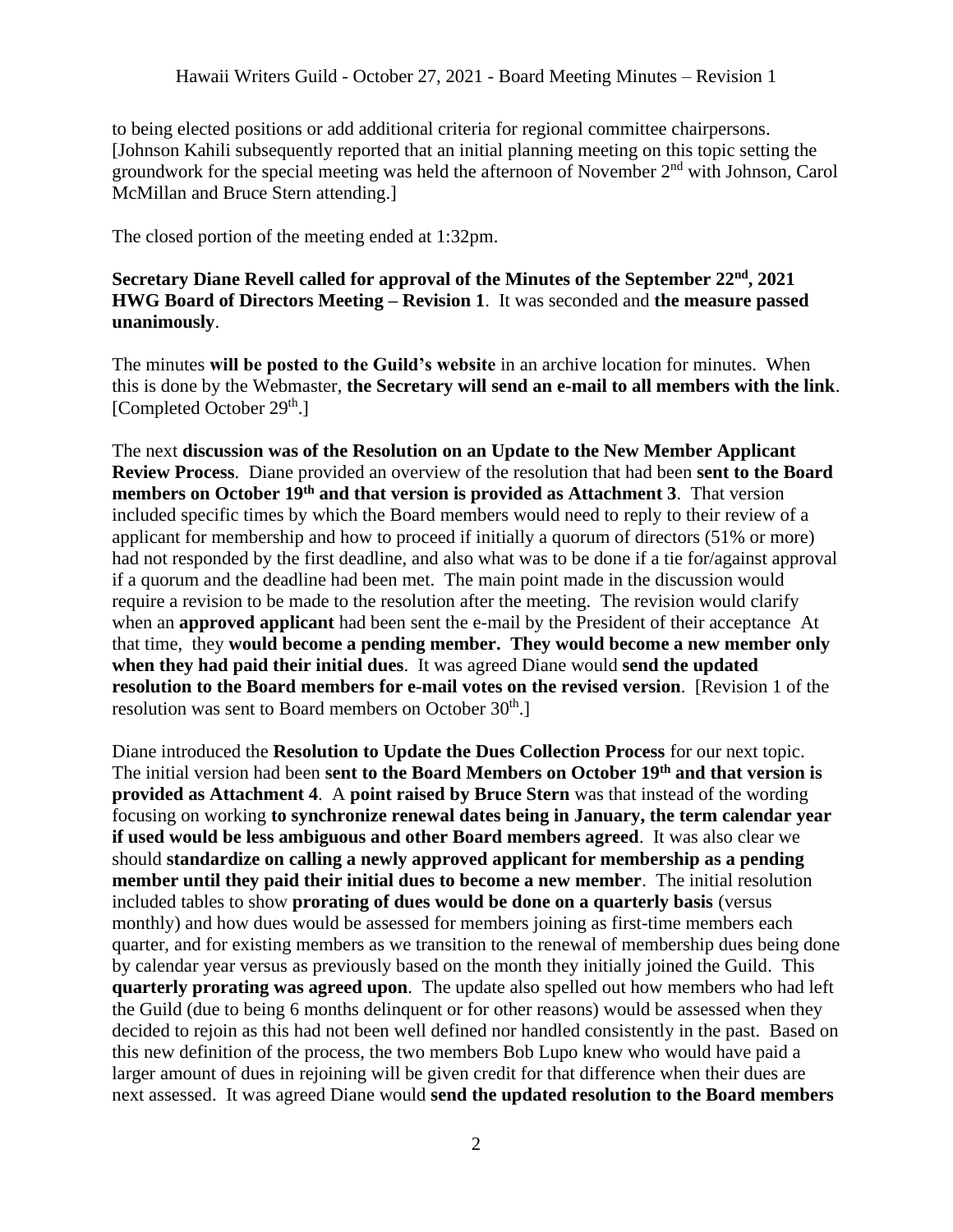to being elected positions or add additional criteria for regional committee chairpersons. [Johnson Kahili subsequently reported that an initial planning meeting on this topic setting the groundwork for the special meeting was held the afternoon of November 2nd with Johnson, Carol McMillan and Bruce Stern attending.]

The closed portion of the meeting ended at 1:32pm.

**Secretary Diane Revell called for approval of the Minutes of the September 22nd, 2021 HWG Board of Directors Meeting – Revision 1**. It was seconded and **the measure passed unanimously**.

The minutes **will be posted to the Guild's website** in an archive location for minutes. When this is done by the Webmaster, **the Secretary will send an e-mail to all members with the link**. [Completed October 29th.]

The next **discussion was of the Resolution on an Update to the New Member Applicant Review Process**. Diane provided an overview of the resolution that had been **sent to the Board members on October 19th and that version is provided as Attachment 3**. That version included specific times by which the Board members would need to reply to their review of a applicant for membership and how to proceed if initially a quorum of directors (51% or more) had not responded by the first deadline, and also what was to be done if a tie for/against approval if a quorum and the deadline had been met. The main point made in the discussion would require a revision to be made to the resolution after the meeting. The revision would clarify when an **approved applicant** had been sent the e-mail by the President of their acceptance At that time, they **would become a pending member. They would become a new member only when they had paid their initial dues**. It was agreed Diane would **send the updated resolution to the Board members for e-mail votes on the revised version**. [Revision 1 of the resolution was sent to Board members on October 30th.]

Diane introduced the **Resolution to Update the Dues Collection Process** for our next topic. The initial version had been **sent to the Board Members on October 19th and that version is provided as Attachment 4**. A **point raised by Bruce Stern** was that instead of the wording focusing on working **to synchronize renewal dates being in January, the term calendar year if used would be less ambiguous and other Board members agreed**. It was also clear we should **standardize on calling a newly approved applicant for membership as a pending member until they paid their initial dues to become a new member**. The initial resolution included tables to show **prorating of dues would be done on a quarterly basis** (versus monthly) and how dues would be assessed for members joining as first-time members each quarter, and for existing members as we transition to the renewal of membership dues being done by calendar year versus as previously based on the month they initially joined the Guild. This **quarterly prorating was agreed upon**. The update also spelled out how members who had left the Guild (due to being 6 months delinquent or for other reasons) would be assessed when they decided to rejoin as this had not been well defined nor handled consistently in the past. Based on this new definition of the process, the two members Bob Lupo knew who would have paid a larger amount of dues in rejoining will be given credit for that difference when their dues are next assessed. It was agreed Diane would **send the updated resolution to the Board members**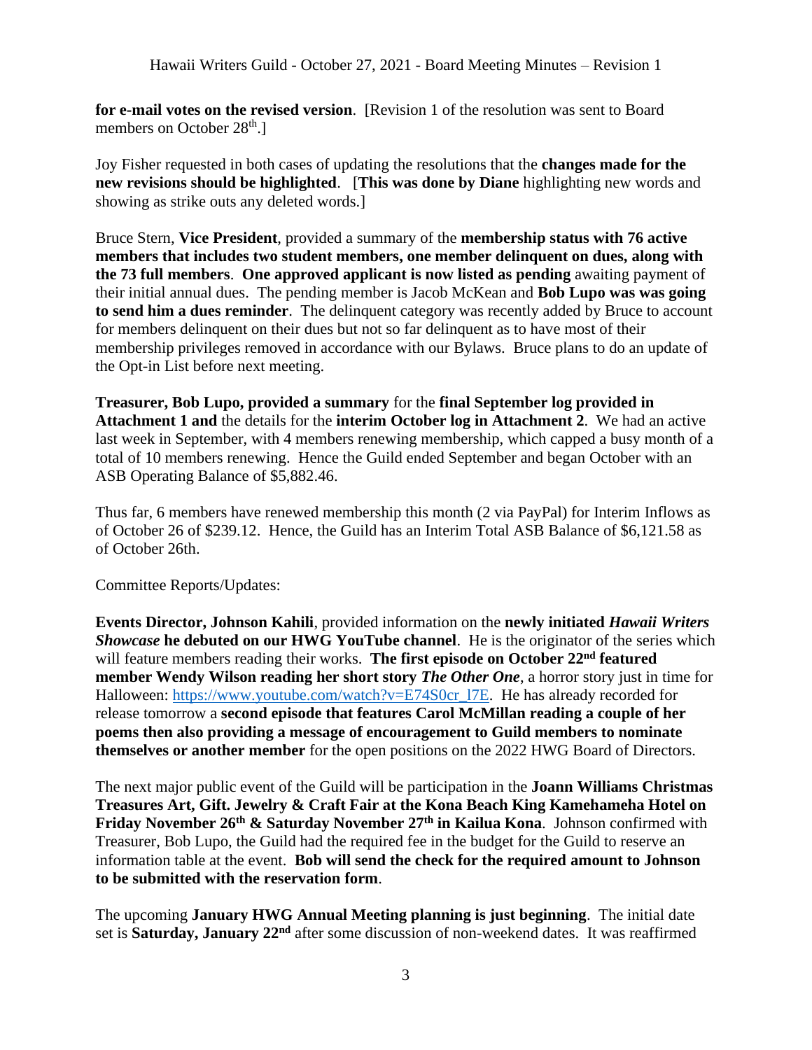**for e-mail votes on the revised version**. [Revision 1 of the resolution was sent to Board members on October 28th.]

Joy Fisher requested in both cases of updating the resolutions that the **changes made for the new revisions should be highlighted**. [**This was done by Diane** highlighting new words and showing as strike outs any deleted words.]

Bruce Stern, **Vice President**, provided a summary of the **membership status with 76 active members that includes two student members, one member delinquent on dues, along with the 73 full members**. **One approved applicant is now listed as pending** awaiting payment of their initial annual dues. The pending member is Jacob McKean and **Bob Lupo was was going to send him a dues reminder**. The delinquent category was recently added by Bruce to account for members delinquent on their dues but not so far delinquent as to have most of their membership privileges removed in accordance with our Bylaws. Bruce plans to do an update of the Opt-in List before next meeting.

**Treasurer, Bob Lupo, provided a summary** for the **final September log provided in Attachment 1 and** the details for the **interim October log in Attachment 2**. We had an active last week in September, with 4 members renewing membership, which capped a busy month of a total of 10 members renewing. Hence the Guild ended September and began October with an ASB Operating Balance of $5,882.46.

Thus far, 6 members have renewed membership this month (2 via PayPal) for Interim Inflows as of October 26 of $239.12. Hence, the Guild has an Interim Total ASB Balance of $6,121.58 as of October 26th.

Committee Reports/Updates:

**Events Director, Johnson Kahili**, provided information on the **newly initiated *Hawaii Writers Showcase* he debuted on our HWG YouTube channel**. He is the originator of the series which will feature members reading their works. **The first episode on October 22nd featured member Wendy Wilson reading her short story *The Other One***, a horror story just in time for Halloween: https://www.youtube.com/watch?v=E74S0cr_l7E. He has already recorded for release tomorrow a **second episode that features Carol McMillan reading a couple of her poems then also providing a message of encouragement to Guild members to nominate themselves or another member** for the open positions on the 2022 HWG Board of Directors.

The next major public event of the Guild will be participation in the **Joann Williams Christmas Treasures Art, Gift. Jewelry & Craft Fair at the Kona Beach King Kamehameha Hotel on Friday November 26th & Saturday November 27th in Kailua Kona**. Johnson confirmed with Treasurer, Bob Lupo, the Guild had the required fee in the budget for the Guild to reserve an information table at the event. **Bob will send the check for the required amount to Johnson to be submitted with the reservation form**.

The upcoming **January HWG Annual Meeting planning is just beginning**. The initial date set is **Saturday, January 22nd** after some discussion of non-weekend dates. It was reaffirmed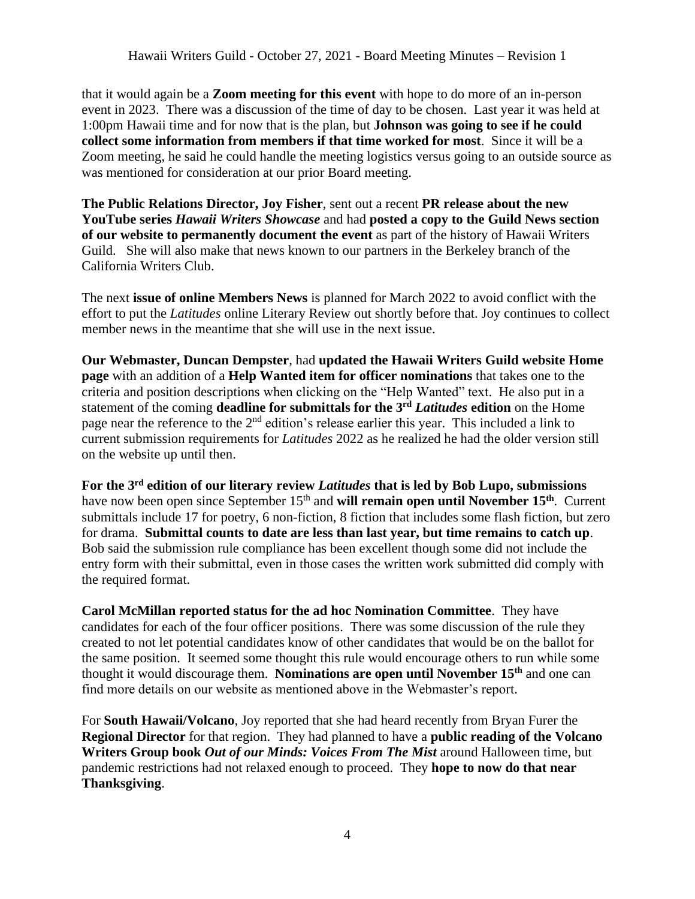that it would again be a **Zoom meeting for this event** with hope to do more of an in-person event in 2023. There was a discussion of the time of day to be chosen. Last year it was held at 1:00pm Hawaii time and for now that is the plan, but **Johnson was going to see if he could collect some information from members if that time worked for most**. Since it will be a Zoom meeting, he said he could handle the meeting logistics versus going to an outside source as was mentioned for consideration at our prior Board meeting.

**The Public Relations Director, Joy Fisher**, sent out a recent **PR release about the new YouTube series *Hawaii Writers Showcase*** and had **posted a copy to the Guild News section of our website to permanently document the event** as part of the history of Hawaii Writers Guild. She will also make that news known to our partners in the Berkeley branch of the California Writers Club.

The next **issue of online Members News** is planned for March 2022 to avoid conflict with the effort to put the *Latitudes* online Literary Review out shortly before that. Joy continues to collect member news in the meantime that she will use in the next issue.

**Our Webmaster, Duncan Dempster**, had **updated the Hawaii Writers Guild website Home page** with an addition of a **Help Wanted item for officer nominations** that takes one to the criteria and position descriptions when clicking on the "Help Wanted" text. He also put in a statement of the coming **deadline for submittals for the 3rd *Latitudes* edition** on the Home page near the reference to the 2nd edition's release earlier this year. This included a link to current submission requirements for *Latitudes* 2022 as he realized he had the older version still on the website up until then.

**For the 3rd edition of our literary review *Latitudes* that is led by Bob Lupo, submissions** have now been open since September 15th and **will remain open until November 15th**. Current submittals include 17 for poetry, 6 non-fiction, 8 fiction that includes some flash fiction, but zero for drama. **Submittal counts to date are less than last year, but time remains to catch up**. Bob said the submission rule compliance has been excellent though some did not include the entry form with their submittal, even in those cases the written work submitted did comply with the required format.

**Carol McMillan reported status for the ad hoc Nomination Committee**. They have candidates for each of the four officer positions. There was some discussion of the rule they created to not let potential candidates know of other candidates that would be on the ballot for the same position. It seemed some thought this rule would encourage others to run while some thought it would discourage them. **Nominations are open until November 15th** and one can find more details on our website as mentioned above in the Webmaster's report.

For **South Hawaii/Volcano**, Joy reported that she had heard recently from Bryan Furer the **Regional Director** for that region. They had planned to have a **public reading of the Volcano Writers Group book *Out of our Minds: Voices From The Mist*** around Halloween time, but pandemic restrictions had not relaxed enough to proceed. They **hope to now do that near Thanksgiving**.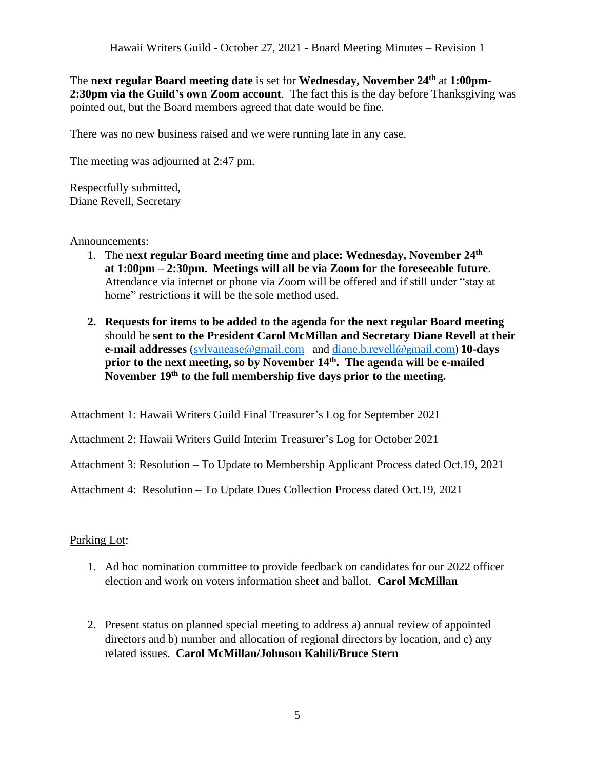The **next regular Board meeting date** is set for **Wednesday, November 24th** at **1:00pm-2:30pm via the Guild's own Zoom account**. The fact this is the day before Thanksgiving was pointed out, but the Board members agreed that date would be fine.

There was no new business raised and we were running late in any case.

The meeting was adjourned at 2:47 pm.

Respectfully submitted,
Diane Revell, Secretary

Announcements:

1. The **next regular Board meeting time and place: Wednesday, November 24th at 1:00pm – 2:30pm. Meetings will all be via Zoom for the foreseeable future**. Attendance via internet or phone via Zoom will be offered and if still under "stay at home" restrictions it will be the sole method used.

2. **Requests for items to be added to the agenda for the next regular Board meeting** should be **sent to the President Carol McMillan and Secretary Diane Revell at their e-mail addresses** (sylvanease@gmail.com and diane.b.revell@gmail.com) **10-days prior to the next meeting, so by November 14th. The agenda will be e-mailed November 19th to the full membership five days prior to the meeting.**

Attachment 1: Hawaii Writers Guild Final Treasurer's Log for September 2021

Attachment 2: Hawaii Writers Guild Interim Treasurer's Log for October 2021

Attachment 3: Resolution – To Update to Membership Applicant Process dated Oct.19, 2021

Attachment 4: Resolution – To Update Dues Collection Process dated Oct.19, 2021

Parking Lot:

1. Ad hoc nomination committee to provide feedback on candidates for our 2022 officer election and work on voters information sheet and ballot. **Carol McMillan**

2. Present status on planned special meeting to address a) annual review of appointed directors and b) number and allocation of regional directors by location, and c) any related issues. **Carol McMillan/Johnson Kahili/Bruce Stern**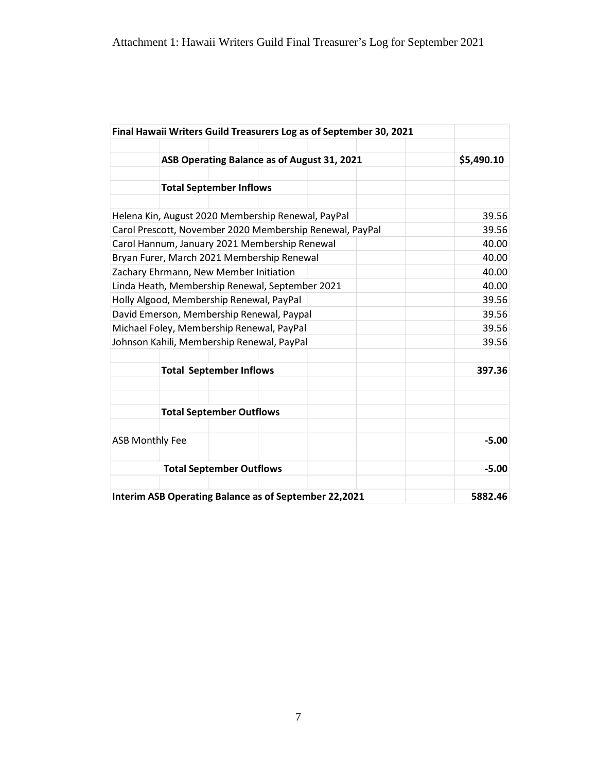Attachment 1: Hawaii Writers Guild Final Treasurer's Log for September 2021

| **Final Hawaii Writers Guild Treasurers Log as of September 30, 2021** | |
|---|---|
| **ASB Operating Balance as of August 31, 2021** | **$5,490.10** |
| **Total September Inflows** | |
| Helena Kin, August 2020 Membership Renewal, PayPal | 39.56 |
| Carol Prescott, November 2020 Membership Renewal, PayPal | 39.56 |
| Carol Hannum, January 2021 Membership Renewal | 40.00 |
| Bryan Furer, March 2021 Membership Renewal | 40.00 |
| Zachary Ehrmann, New Member Initiation | 40.00 |
| Linda Heath, Membership Renewal, September 2021 | 40.00 |
| Holly Algood, Membership Renewal, PayPal | 39.56 |
| David Emerson, Membership Renewal, Paypal | 39.56 |
| Michael Foley, Membership Renewal, PayPal | 39.56 |
| Johnson Kahili, Membership Renewal, PayPal | 39.56 |
| **Total September Inflows** | **397.36** |
| **Total September Outflows** | |
| ASB Monthly Fee | **-5.00** |
| **Total September Outflows** | **-5.00** |
| **Interim ASB Operating Balance as of September 22,2021** | **5882.46** |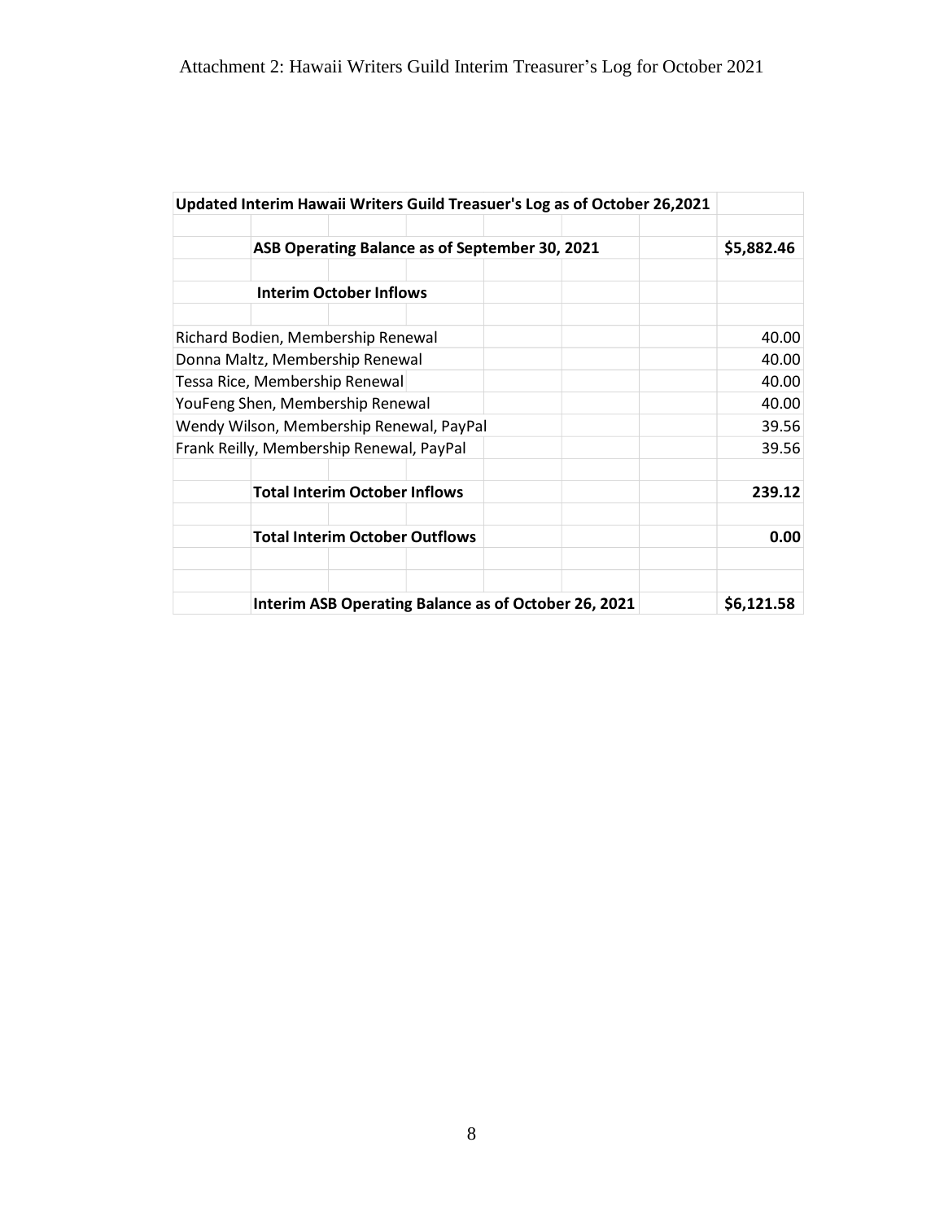Attachment 2: Hawaii Writers Guild Interim Treasurer's Log for October 2021

| Updated Interim Hawaii Writers Guild Treasuer's Log as of October 26,2021 | |
|---|---|
| | |
| ASB Operating Balance as of September 30, 2021 | $5,882.46 |
| | |
| Interim October Inflows | |
| | |
| Richard Bodien, Membership Renewal | 40.00 |
| Donna Maltz, Membership Renewal | 40.00 |
| Tessa Rice, Membership Renewal | 40.00 |
| YouFeng Shen, Membership Renewal | 40.00 |
| Wendy Wilson, Membership Renewal, PayPal | 39.56 |
| Frank Reilly, Membership Renewal, PayPal | 39.56 |
| | |
| **Total Interim October Inflows** | **239.12** |
| | |
| **Total Interim October Outflows** | **0.00** |
| | |
| | |
| **Interim ASB Operating Balance as of October 26, 2021** | **$6,121.58** |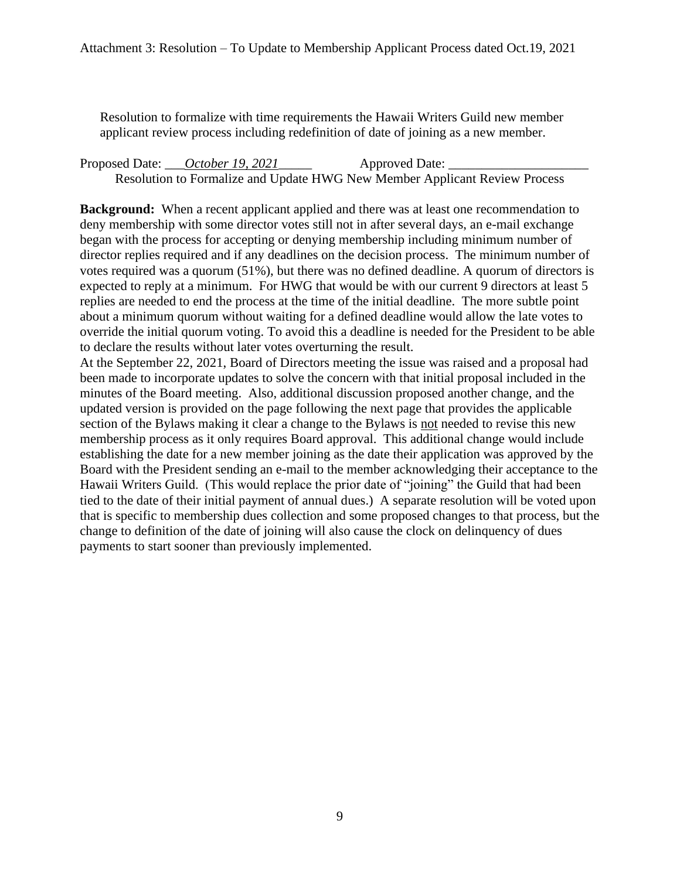Attachment 3: Resolution – To Update to Membership Applicant Process dated Oct.19, 2021

Resolution to formalize with time requirements the Hawaii Writers Guild new member applicant review process including redefinition of date of joining as a new member.

Proposed Date: ___*October 19, 2021*_____ Approved Date: _____________________

Resolution to Formalize and Update HWG New Member Applicant Review Process

**Background:** When a recent applicant applied and there was at least one recommendation to deny membership with some director votes still not in after several days, an e-mail exchange began with the process for accepting or denying membership including minimum number of director replies required and if any deadlines on the decision process. The minimum number of votes required was a quorum (51%), but there was no defined deadline. A quorum of directors is expected to reply at a minimum. For HWG that would be with our current 9 directors at least 5 replies are needed to end the process at the time of the initial deadline. The more subtle point about a minimum quorum without waiting for a defined deadline would allow the late votes to override the initial quorum voting. To avoid this a deadline is needed for the President to be able to declare the results without later votes overturning the result.

At the September 22, 2021, Board of Directors meeting the issue was raised and a proposal had been made to incorporate updates to solve the concern with that initial proposal included in the minutes of the Board meeting. Also, additional discussion proposed another change, and the updated version is provided on the page following the next page that provides the applicable section of the Bylaws making it clear a change to the Bylaws is <u>not</u> needed to revise this new membership process as it only requires Board approval. This additional change would include establishing the date for a new member joining as the date their application was approved by the Board with the President sending an e-mail to the member acknowledging their acceptance to the Hawaii Writers Guild. (This would replace the prior date of "joining" the Guild that had been tied to the date of their initial payment of annual dues.) A separate resolution will be voted upon that is specific to membership dues collection and some proposed changes to that process, but the change to definition of the date of joining will also cause the clock on delinquency of dues payments to start sooner than previously implemented.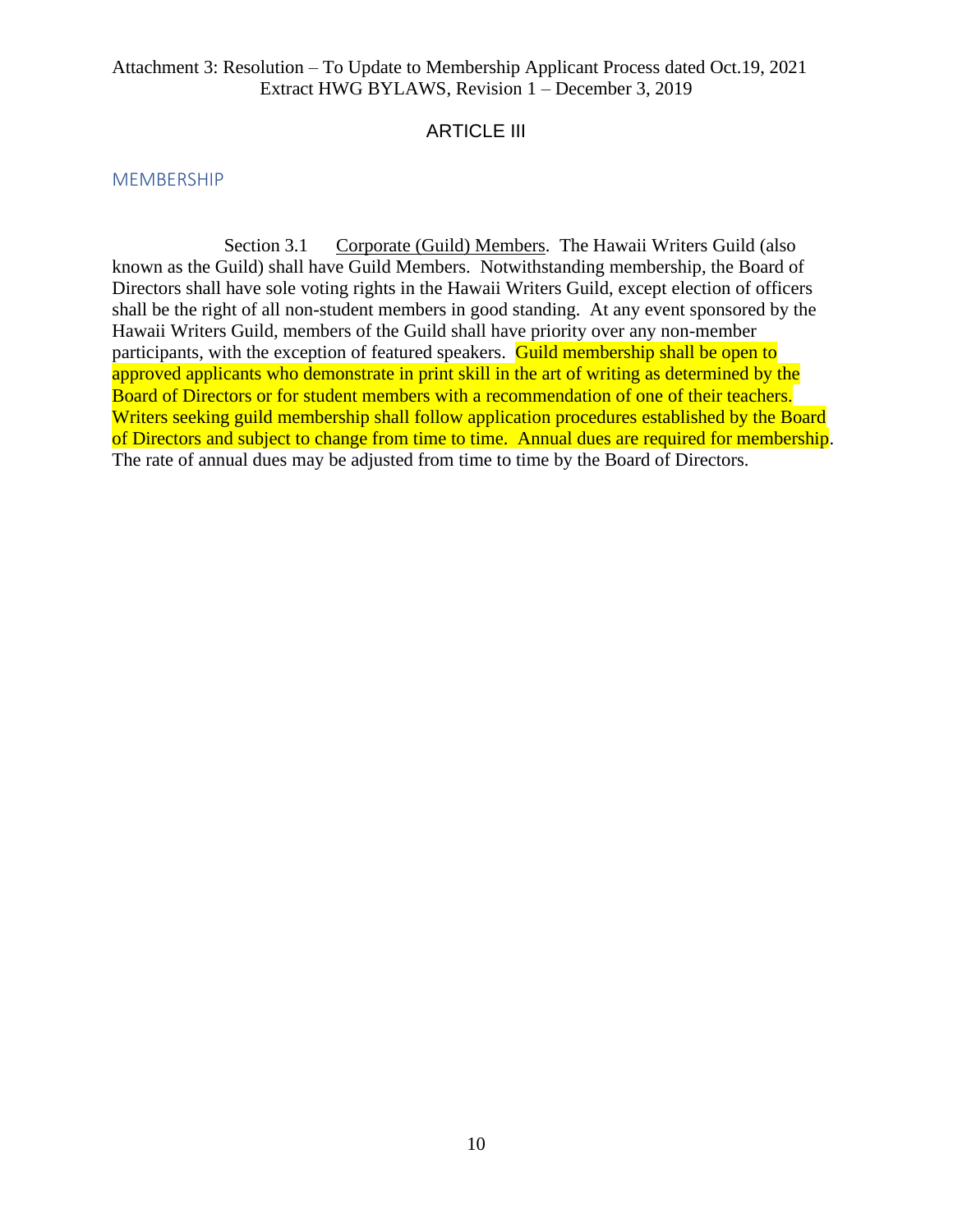Attachment 3: Resolution – To Update to Membership Applicant Process dated Oct.19, 2021
Extract HWG BYLAWS, Revision 1 – December 3, 2019

# ARTICLE III

## MEMBERSHIP

Section 3.1 Corporate (Guild) Members. The Hawaii Writers Guild (also known as the Guild) shall have Guild Members. Notwithstanding membership, the Board of Directors shall have sole voting rights in the Hawaii Writers Guild, except election of officers shall be the right of all non-student members in good standing. At any event sponsored by the Hawaii Writers Guild, members of the Guild shall have priority over any non-member participants, with the exception of featured speakers. Guild membership shall be open to approved applicants who demonstrate in print skill in the art of writing as determined by the Board of Directors or for student members with a recommendation of one of their teachers. Writers seeking guild membership shall follow application procedures established by the Board of Directors and subject to change from time to time. Annual dues are required for membership. The rate of annual dues may be adjusted from time to time by the Board of Directors.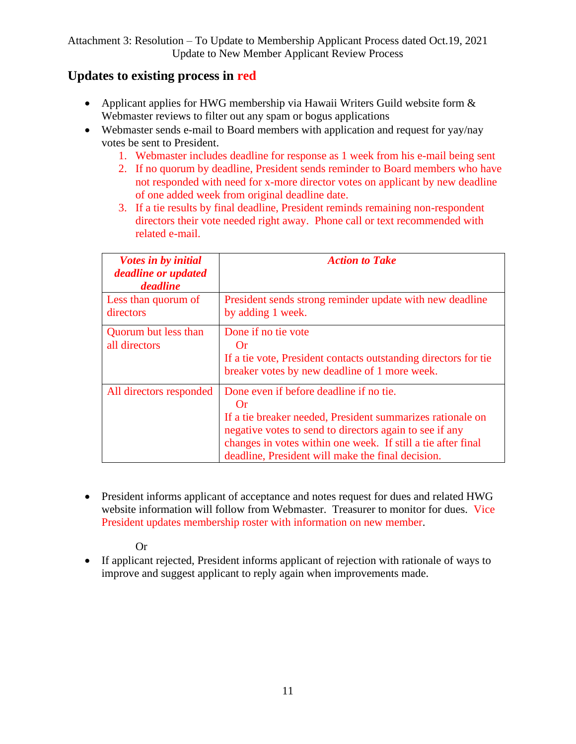Attachment 3: Resolution – To Update to Membership Applicant Process dated Oct.19, 2021
Update to New Member Applicant Review Process

## Updates to existing process in red

- Applicant applies for HWG membership via Hawaii Writers Guild website form & Webmaster reviews to filter out any spam or bogus applications
- Webmaster sends e-mail to Board members with application and request for yay/nay votes be sent to President.
  1. Webmaster includes deadline for response as 1 week from his e-mail being sent
  2. If no quorum by deadline, President sends reminder to Board members who have not responded with need for x-more director votes on applicant by new deadline of one added week from original deadline date.
  3. If a tie results by final deadline, President reminds remaining non-respondent directors their vote needed right away. Phone call or text recommended with related e-mail.

| ***Votes in by initial deadline or updated deadline*** | ***Action to Take*** |
|---|---|
| Less than quorum of directors | President sends strong reminder update with new deadline by adding 1 week. |
| Quorum but less than all directors | Done if no tie vote<br>Or<br>If a tie vote, President contacts outstanding directors for tie breaker votes by new deadline of 1 more week. |
| All directors responded | Done even if before deadline if no tie.<br>Or<br>If a tie breaker needed, President summarizes rationale on negative votes to send to directors again to see if any changes in votes within one week. If still a tie after final deadline, President will make the final decision. |

- President informs applicant of acceptance and notes request for dues and related HWG website information will follow from Webmaster. Treasurer to monitor for dues. Vice President updates membership roster with information on new member.

Or

- If applicant rejected, President informs applicant of rejection with rationale of ways to improve and suggest applicant to reply again when improvements made.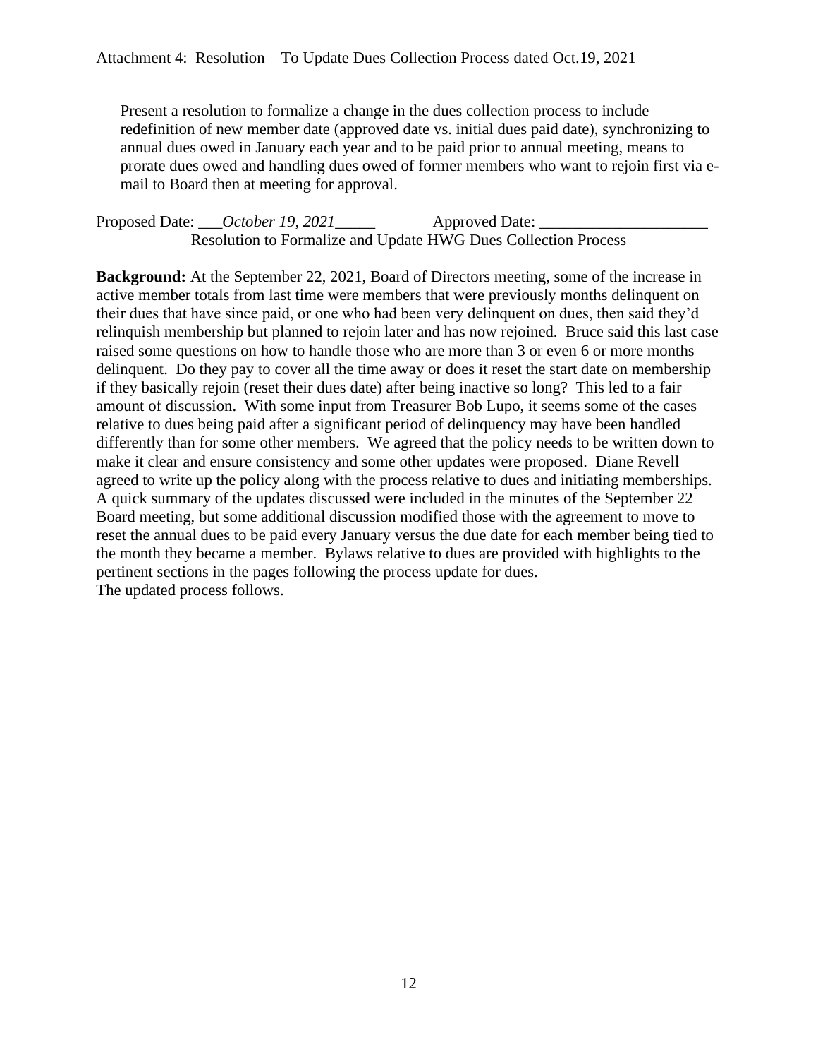Attachment 4: Resolution – To Update Dues Collection Process dated Oct.19, 2021

> Present a resolution to formalize a change in the dues collection process to include redefinition of new member date (approved date vs. initial dues paid date), synchronizing to annual dues owed in January each year and to be paid prior to annual meeting, means to prorate dues owed and handling dues owed of former members who want to rejoin first via e-mail to Board then at meeting for approval.

Proposed Date: ___*October 19, 2021*_____ Approved Date: _____________________

Resolution to Formalize and Update HWG Dues Collection Process

**Background:** At the September 22, 2021, Board of Directors meeting, some of the increase in active member totals from last time were members that were previously months delinquent on their dues that have since paid, or one who had been very delinquent on dues, then said they'd relinquish membership but planned to rejoin later and has now rejoined. Bruce said this last case raised some questions on how to handle those who are more than 3 or even 6 or more months delinquent. Do they pay to cover all the time away or does it reset the start date on membership if they basically rejoin (reset their dues date) after being inactive so long? This led to a fair amount of discussion. With some input from Treasurer Bob Lupo, it seems some of the cases relative to dues being paid after a significant period of delinquency may have been handled differently than for some other members. We agreed that the policy needs to be written down to make it clear and ensure consistency and some other updates were proposed. Diane Revell agreed to write up the policy along with the process relative to dues and initiating memberships. A quick summary of the updates discussed were included in the minutes of the September 22 Board meeting, but some additional discussion modified those with the agreement to move to reset the annual dues to be paid every January versus the due date for each member being tied to the month they became a member. Bylaws relative to dues are provided with highlights to the pertinent sections in the pages following the process update for dues.
The updated process follows.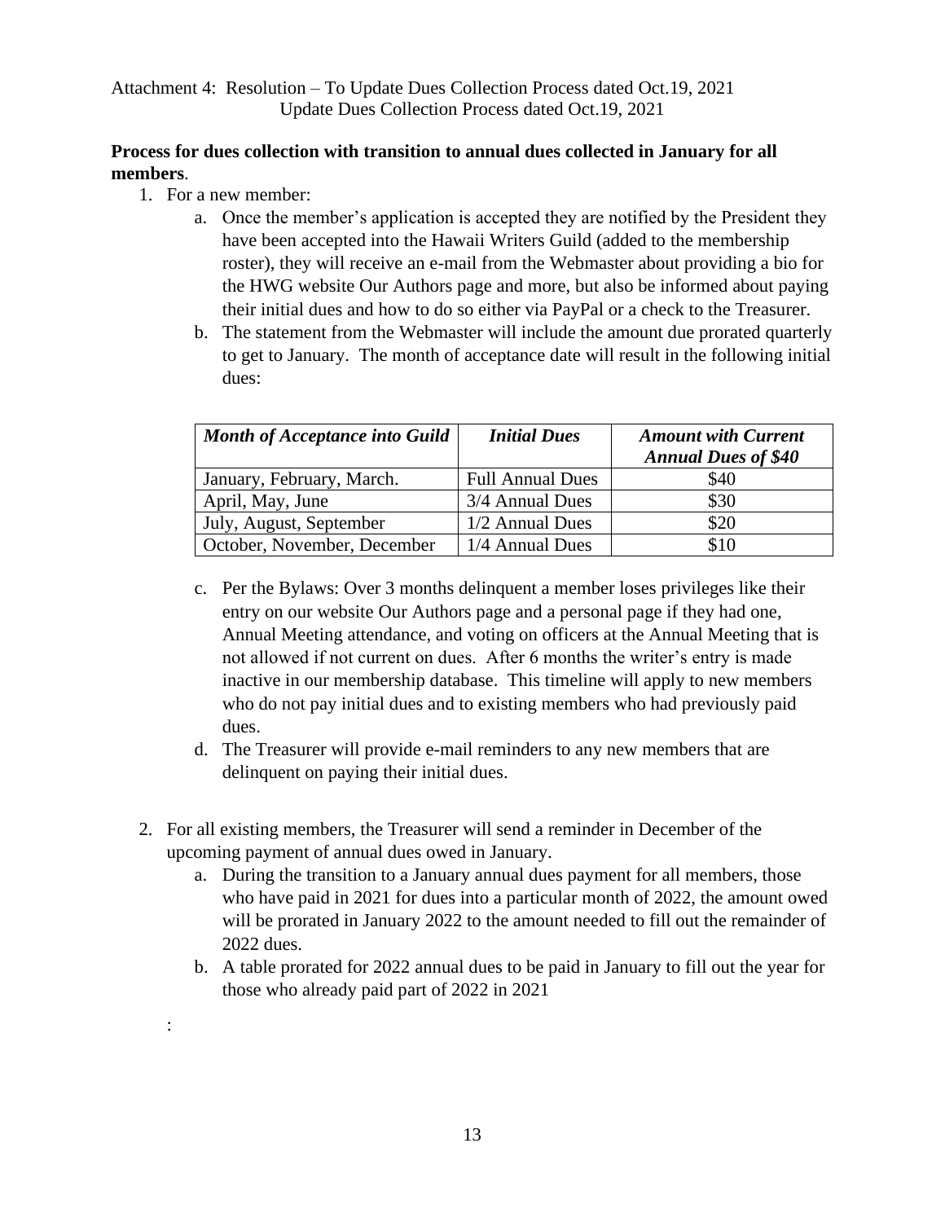Attachment 4: Resolution – To Update Dues Collection Process dated Oct.19, 2021
Update Dues Collection Process dated Oct.19, 2021

**Process for dues collection with transition to annual dues collected in January for all members**.

1. For a new member:
   a. Once the member's application is accepted they are notified by the President they have been accepted into the Hawaii Writers Guild (added to the membership roster), they will receive an e-mail from the Webmaster about providing a bio for the HWG website Our Authors page and more, but also be informed about paying their initial dues and how to do so either via PayPal or a check to the Treasurer.
   b. The statement from the Webmaster will include the amount due prorated quarterly to get to January. The month of acceptance date will result in the following initial dues:

| ***Month of Acceptance into Guild*** | ***Initial Dues*** | ***Amount with Current Annual Dues of $40*** |
|---|---|---|
| January, February, March. | Full Annual Dues | $40 |
| April, May, June | 3/4 Annual Dues | $30 |
| July, August, September | 1/2 Annual Dues | $20 |
| October, November, December | 1/4 Annual Dues | $10 |

   c. Per the Bylaws: Over 3 months delinquent a member loses privileges like their entry on our website Our Authors page and a personal page if they had one, Annual Meeting attendance, and voting on officers at the Annual Meeting that is not allowed if not current on dues. After 6 months the writer's entry is made inactive in our membership database. This timeline will apply to new members who do not pay initial dues and to existing members who had previously paid dues.
   d. The Treasurer will provide e-mail reminders to any new members that are delinquent on paying their initial dues.

2. For all existing members, the Treasurer will send a reminder in December of the upcoming payment of annual dues owed in January.
   a. During the transition to a January annual dues payment for all members, those who have paid in 2021 for dues into a particular month of 2022, the amount owed will be prorated in January 2022 to the amount needed to fill out the remainder of 2022 dues.
   b. A table prorated for 2022 annual dues to be paid in January to fill out the year for those who already paid part of 2022 in 2021

: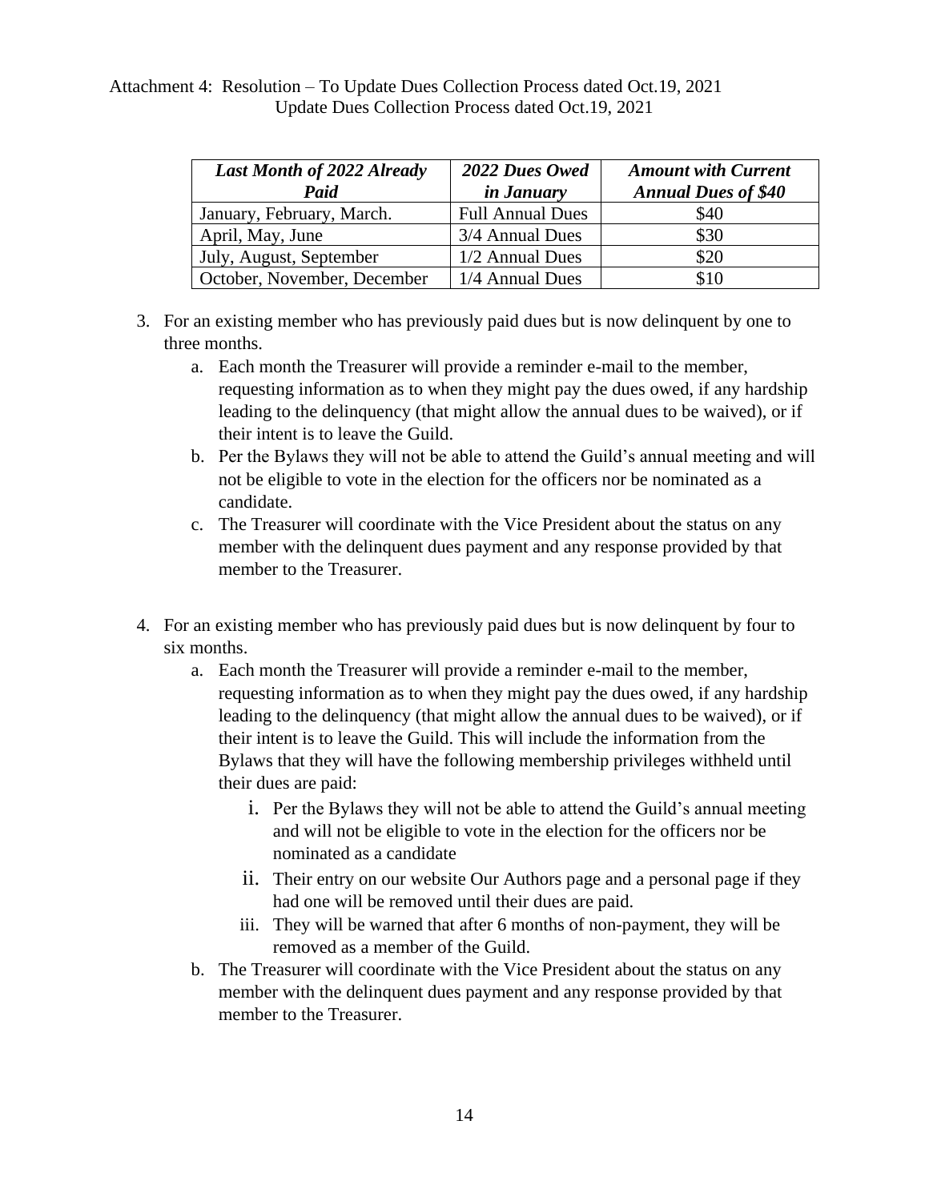Attachment 4: Resolution – To Update Dues Collection Process dated Oct.19, 2021
Update Dues Collection Process dated Oct.19, 2021

| ***Last Month of 2022 Already Paid*** | ***2022 Dues Owed in January*** | ***Amount with Current Annual Dues of $40*** |
|---|---|---|
| January, February, March. | Full Annual Dues | $40 |
| April, May, June | 3/4 Annual Dues | $30 |
| July, August, September | 1/2 Annual Dues | $20 |
| October, November, December | 1/4 Annual Dues | $10 |

3. For an existing member who has previously paid dues but is now delinquent by one to three months.
    a. Each month the Treasurer will provide a reminder e-mail to the member, requesting information as to when they might pay the dues owed, if any hardship leading to the delinquency (that might allow the annual dues to be waived), or if their intent is to leave the Guild.
    b. Per the Bylaws they will not be able to attend the Guild's annual meeting and will not be eligible to vote in the election for the officers nor be nominated as a candidate.
    c. The Treasurer will coordinate with the Vice President about the status on any member with the delinquent dues payment and any response provided by that member to the Treasurer.

4. For an existing member who has previously paid dues but is now delinquent by four to six months.
    a. Each month the Treasurer will provide a reminder e-mail to the member, requesting information as to when they might pay the dues owed, if any hardship leading to the delinquency (that might allow the annual dues to be waived), or if their intent is to leave the Guild. This will include the information from the Bylaws that they will have the following membership privileges withheld until their dues are paid:
        i. Per the Bylaws they will not be able to attend the Guild's annual meeting and will not be eligible to vote in the election for the officers nor be nominated as a candidate
        ii. Their entry on our website Our Authors page and a personal page if they had one will be removed until their dues are paid.
        iii. They will be warned that after 6 months of non-payment, they will be removed as a member of the Guild.
    b. The Treasurer will coordinate with the Vice President about the status on any member with the delinquent dues payment and any response provided by that member to the Treasurer.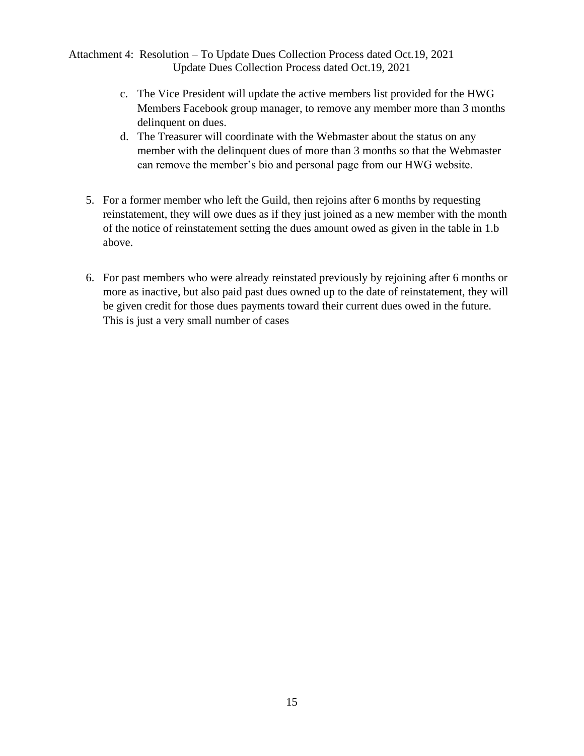Attachment 4: Resolution – To Update Dues Collection Process dated Oct.19, 2021
Update Dues Collection Process dated Oct.19, 2021

c. The Vice President will update the active members list provided for the HWG Members Facebook group manager, to remove any member more than 3 months delinquent on dues.
d. The Treasurer will coordinate with the Webmaster about the status on any member with the delinquent dues of more than 3 months so that the Webmaster can remove the member's bio and personal page from our HWG website.

5. For a former member who left the Guild, then rejoins after 6 months by requesting reinstatement, they will owe dues as if they just joined as a new member with the month of the notice of reinstatement setting the dues amount owed as given in the table in 1.b above.

6. For past members who were already reinstated previously by rejoining after 6 months or more as inactive, but also paid past dues owned up to the date of reinstatement, they will be given credit for those dues payments toward their current dues owed in the future. This is just a very small number of cases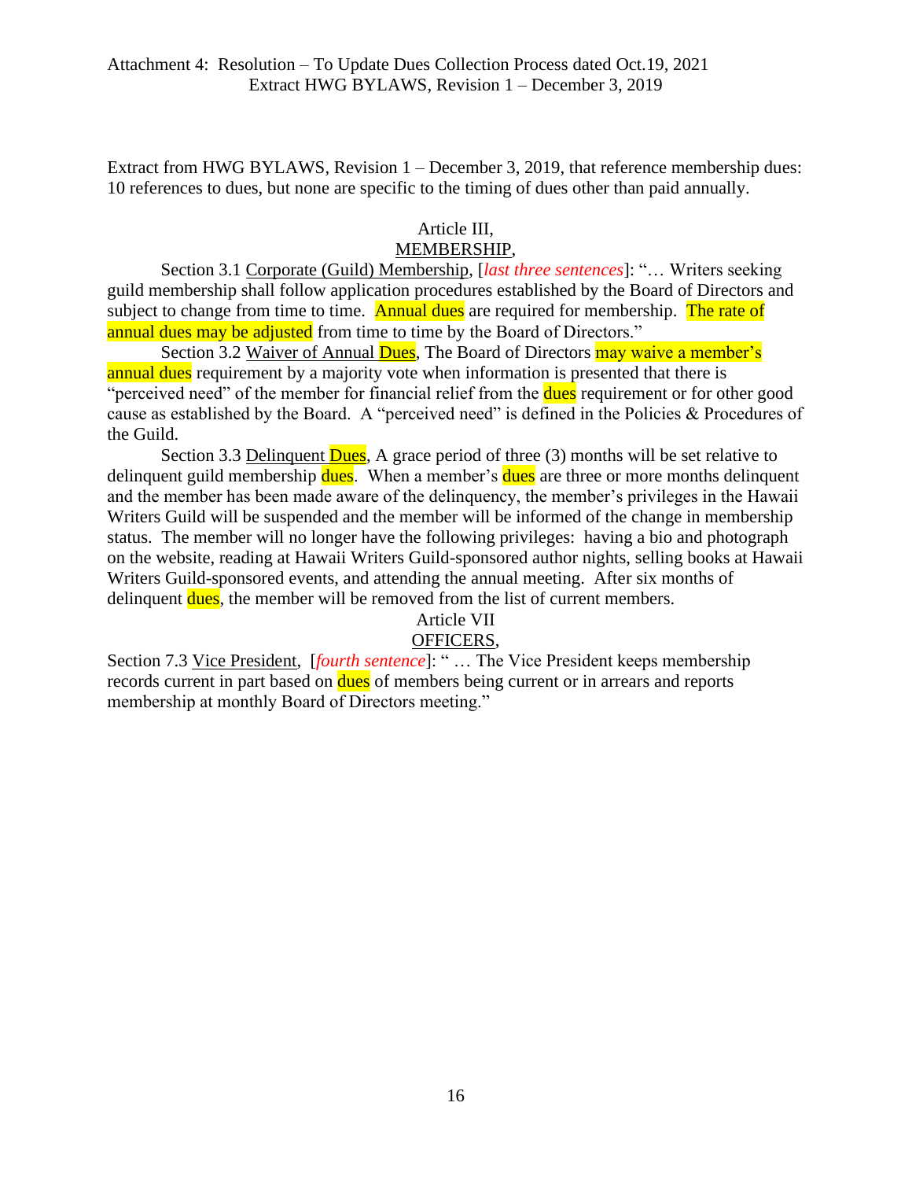Attachment 4: Resolution – To Update Dues Collection Process dated Oct.19, 2021
Extract HWG BYLAWS, Revision 1 – December 3, 2019

Extract from HWG BYLAWS, Revision 1 – December 3, 2019, that reference membership dues: 10 references to dues, but none are specific to the timing of dues other than paid annually.

Article III,
MEMBERSHIP,

Section 3.1 Corporate (Guild) Membership, [*last three sentences*]: "… Writers seeking guild membership shall follow application procedures established by the Board of Directors and subject to change from time to time. Annual dues are required for membership. The rate of annual dues may be adjusted from time to time by the Board of Directors."

Section 3.2 Waiver of Annual Dues, The Board of Directors may waive a member's annual dues requirement by a majority vote when information is presented that there is "perceived need" of the member for financial relief from the dues requirement or for other good cause as established by the Board. A "perceived need" is defined in the Policies & Procedures of the Guild.

Section 3.3 Delinquent Dues, A grace period of three (3) months will be set relative to delinquent guild membership dues. When a member's dues are three or more months delinquent and the member has been made aware of the delinquency, the member's privileges in the Hawaii Writers Guild will be suspended and the member will be informed of the change in membership status. The member will no longer have the following privileges: having a bio and photograph on the website, reading at Hawaii Writers Guild-sponsored author nights, selling books at Hawaii Writers Guild-sponsored events, and attending the annual meeting. After six months of delinquent dues, the member will be removed from the list of current members.

Article VII
OFFICERS,

Section 7.3 Vice President, [*fourth sentence*]: " … The Vice President keeps membership records current in part based on dues of members being current or in arrears and reports membership at monthly Board of Directors meeting."